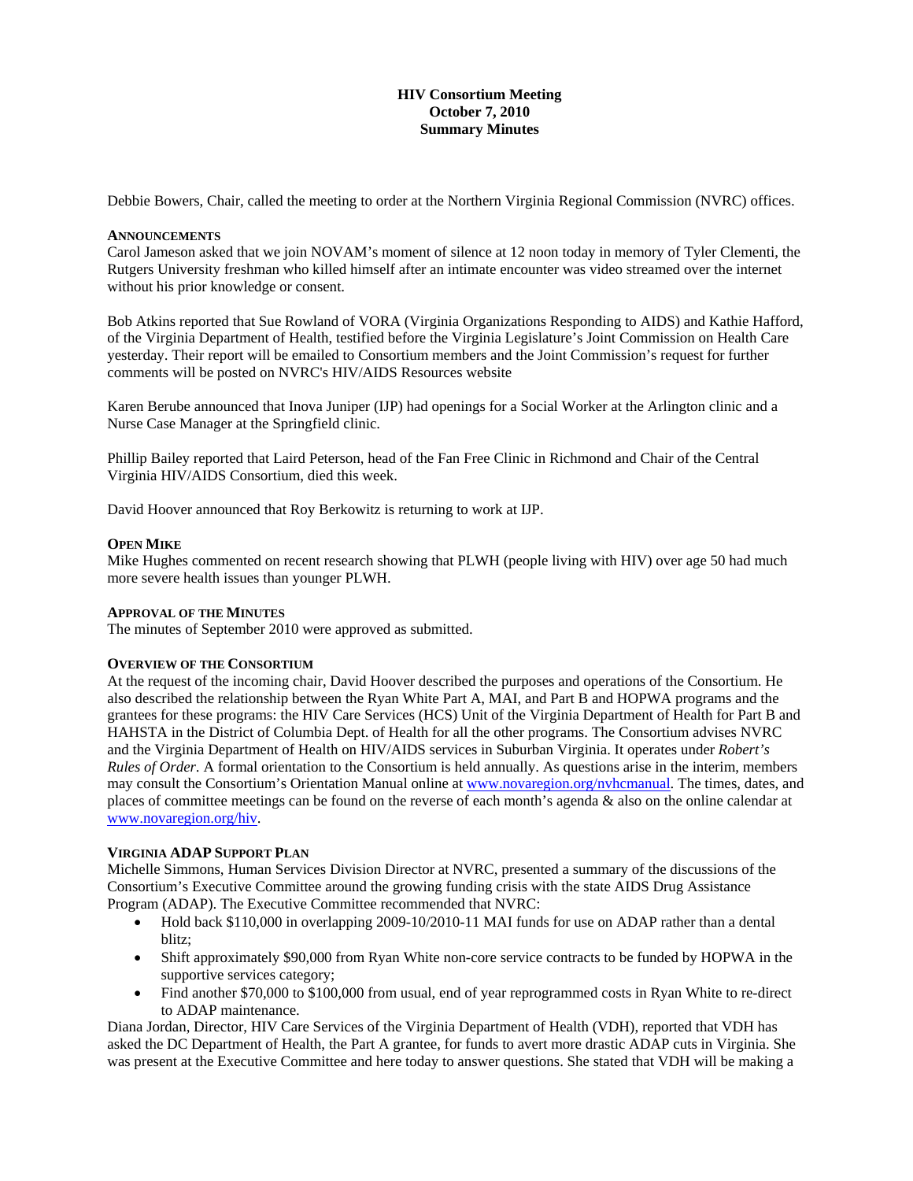**HIV Consortium Meeting**
**October 7, 2010**
**Summary Minutes**

Debbie Bowers, Chair, called the meeting to order at the Northern Virginia Regional Commission (NVRC) offices.

**ANNOUNCEMENTS**

Carol Jameson asked that we join NOVAM's moment of silence at 12 noon today in memory of Tyler Clementi, the Rutgers University freshman who killed himself after an intimate encounter was video streamed over the internet without his prior knowledge or consent.

Bob Atkins reported that Sue Rowland of VORA (Virginia Organizations Responding to AIDS) and Kathie Hafford, of the Virginia Department of Health, testified before the Virginia Legislature's Joint Commission on Health Care yesterday. Their report will be emailed to Consortium members and the Joint Commission's request for further comments will be posted on NVRC's HIV/AIDS Resources website

Karen Berube announced that Inova Juniper (IJP) had openings for a Social Worker at the Arlington clinic and a Nurse Case Manager at the Springfield clinic.

Phillip Bailey reported that Laird Peterson, head of the Fan Free Clinic in Richmond and Chair of the Central Virginia HIV/AIDS Consortium, died this week.

David Hoover announced that Roy Berkowitz is returning to work at IJP.

**OPEN MIKE**

Mike Hughes commented on recent research showing that PLWH (people living with HIV) over age 50 had much more severe health issues than younger PLWH.

**APPROVAL OF THE MINUTES**

The minutes of September 2010 were approved as submitted.

**OVERVIEW OF THE CONSORTIUM**

At the request of the incoming chair, David Hoover described the purposes and operations of the Consortium. He also described the relationship between the Ryan White Part A, MAI, and Part B and HOPWA programs and the grantees for these programs: the HIV Care Services (HCS) Unit of the Virginia Department of Health for Part B and HAHSTA in the District of Columbia Dept. of Health for all the other programs. The Consortium advises NVRC and the Virginia Department of Health on HIV/AIDS services in Suburban Virginia. It operates under *Robert's Rules of Order*. A formal orientation to the Consortium is held annually. As questions arise in the interim, members may consult the Consortium's Orientation Manual online at www.novaregion.org/nvhcmanual. The times, dates, and places of committee meetings can be found on the reverse of each month's agenda & also on the online calendar at www.novaregion.org/hiv.

**VIRGINIA ADAP SUPPORT PLAN**

Michelle Simmons, Human Services Division Director at NVRC, presented a summary of the discussions of the Consortium's Executive Committee around the growing funding crisis with the state AIDS Drug Assistance Program (ADAP). The Executive Committee recommended that NVRC:

- Hold back $110,000 in overlapping 2009-10/2010-11 MAI funds for use on ADAP rather than a dental blitz;
- Shift approximately $90,000 from Ryan White non-core service contracts to be funded by HOPWA in the supportive services category;
- Find another $70,000 to $100,000 from usual, end of year reprogrammed costs in Ryan White to re-direct to ADAP maintenance.

Diana Jordan, Director, HIV Care Services of the Virginia Department of Health (VDH), reported that VDH has asked the DC Department of Health, the Part A grantee, for funds to avert more drastic ADAP cuts in Virginia. She was present at the Executive Committee and here today to answer questions. She stated that VDH will be making a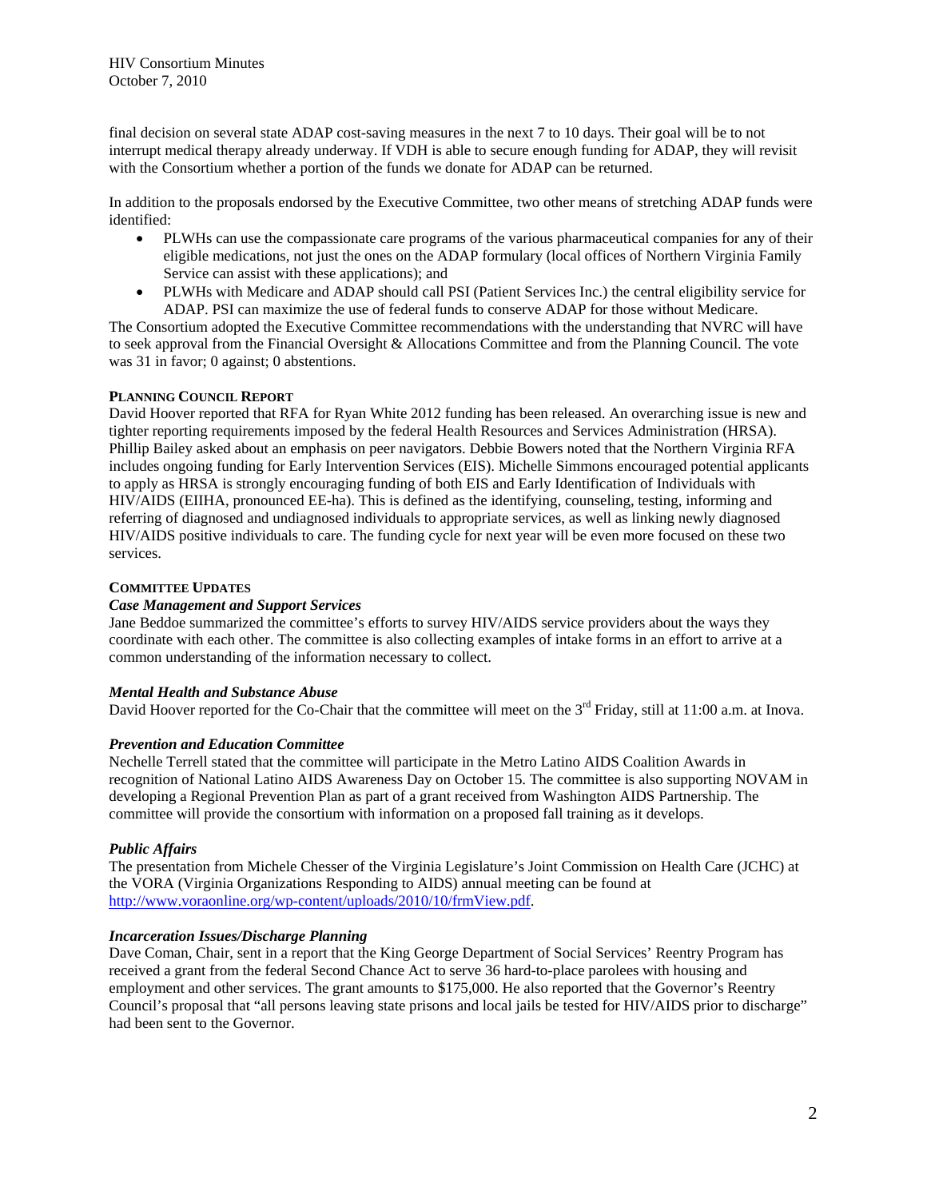final decision on several state ADAP cost-saving measures in the next 7 to 10 days. Their goal will be to not interrupt medical therapy already underway. If VDH is able to secure enough funding for ADAP, they will revisit with the Consortium whether a portion of the funds we donate for ADAP can be returned.

In addition to the proposals endorsed by the Executive Committee, two other means of stretching ADAP funds were identified:

- PLWHs can use the compassionate care programs of the various pharmaceutical companies for any of their eligible medications, not just the ones on the ADAP formulary (local offices of Northern Virginia Family Service can assist with these applications); and
- PLWHs with Medicare and ADAP should call PSI (Patient Services Inc.) the central eligibility service for ADAP. PSI can maximize the use of federal funds to conserve ADAP for those without Medicare.

The Consortium adopted the Executive Committee recommendations with the understanding that NVRC will have to seek approval from the Financial Oversight & Allocations Committee and from the Planning Council. The vote was 31 in favor; 0 against; 0 abstentions.

#### PLANNING COUNCIL REPORT

David Hoover reported that RFA for Ryan White 2012 funding has been released. An overarching issue is new and tighter reporting requirements imposed by the federal Health Resources and Services Administration (HRSA). Phillip Bailey asked about an emphasis on peer navigators. Debbie Bowers noted that the Northern Virginia RFA includes ongoing funding for Early Intervention Services (EIS). Michelle Simmons encouraged potential applicants to apply as HRSA is strongly encouraging funding of both EIS and Early Identification of Individuals with HIV/AIDS (EIIHA, pronounced EE-ha). This is defined as the identifying, counseling, testing, informing and referring of diagnosed and undiagnosed individuals to appropriate services, as well as linking newly diagnosed HIV/AIDS positive individuals to care. The funding cycle for next year will be even more focused on these two services.

#### COMMITTEE UPDATES

##### *Case Management and Support Services*

Jane Beddoe summarized the committee's efforts to survey HIV/AIDS service providers about the ways they coordinate with each other. The committee is also collecting examples of intake forms in an effort to arrive at a common understanding of the information necessary to collect.

##### *Mental Health and Substance Abuse*

David Hoover reported for the Co-Chair that the committee will meet on the 3rd Friday, still at 11:00 a.m. at Inova.

##### *Prevention and Education Committee*

Nechelle Terrell stated that the committee will participate in the Metro Latino AIDS Coalition Awards in recognition of National Latino AIDS Awareness Day on October 15. The committee is also supporting NOVAM in developing a Regional Prevention Plan as part of a grant received from Washington AIDS Partnership. The committee will provide the consortium with information on a proposed fall training as it develops.

##### *Public Affairs*

The presentation from Michele Chesser of the Virginia Legislature's Joint Commission on Health Care (JCHC) at the VORA (Virginia Organizations Responding to AIDS) annual meeting can be found at http://www.voraonline.org/wp-content/uploads/2010/10/frmView.pdf.

##### *Incarceration Issues/Discharge Planning*

Dave Coman, Chair, sent in a report that the King George Department of Social Services' Reentry Program has received a grant from the federal Second Chance Act to serve 36 hard-to-place parolees with housing and employment and other services. The grant amounts to $175,000. He also reported that the Governor's Reentry Council's proposal that "all persons leaving state prisons and local jails be tested for HIV/AIDS prior to discharge" had been sent to the Governor.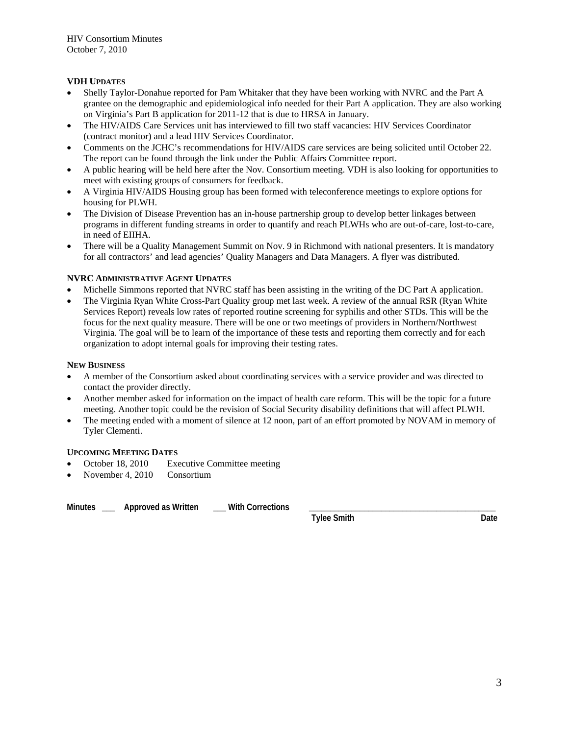### VDH Updates

- Shelly Taylor-Donahue reported for Pam Whitaker that they have been working with NVRC and the Part A grantee on the demographic and epidemiological info needed for their Part A application. They are also working on Virginia's Part B application for 2011-12 that is due to HRSA in January.
- The HIV/AIDS Care Services unit has interviewed to fill two staff vacancies: HIV Services Coordinator (contract monitor) and a lead HIV Services Coordinator.
- Comments on the JCHC's recommendations for HIV/AIDS care services are being solicited until October 22. The report can be found through the link under the Public Affairs Committee report.
- A public hearing will be held here after the Nov. Consortium meeting. VDH is also looking for opportunities to meet with existing groups of consumers for feedback.
- A Virginia HIV/AIDS Housing group has been formed with teleconference meetings to explore options for housing for PLWH.
- The Division of Disease Prevention has an in-house partnership group to develop better linkages between programs in different funding streams in order to quantify and reach PLWHs who are out-of-care, lost-to-care, in need of EIIHA.
- There will be a Quality Management Summit on Nov. 9 in Richmond with national presenters. It is mandatory for all contractors' and lead agencies' Quality Managers and Data Managers. A flyer was distributed.

### NVRC Administrative Agent Updates

- Michelle Simmons reported that NVRC staff has been assisting in the writing of the DC Part A application.
- The Virginia Ryan White Cross-Part Quality group met last week. A review of the annual RSR (Ryan White Services Report) reveals low rates of reported routine screening for syphilis and other STDs. This will be the focus for the next quality measure. There will be one or two meetings of providers in Northern/Northwest Virginia. The goal will be to learn of the importance of these tests and reporting them correctly and for each organization to adopt internal goals for improving their testing rates.

### New Business

- A member of the Consortium asked about coordinating services with a service provider and was directed to contact the provider directly.
- Another member asked for information on the impact of health care reform. This will be the topic for a future meeting. Another topic could be the revision of Social Security disability definitions that will affect PLWH.
- The meeting ended with a moment of silence at 12 noon, part of an effort promoted by NOVAM in memory of Tyler Clementi.

### Upcoming Meeting Dates

- October 18, 2010 Executive Committee meeting
- November 4, 2010 Consortium

**Minutes ___ Approved as Written ___ With Corrections** ______________________________________________

**Tylee Smith** **Date**